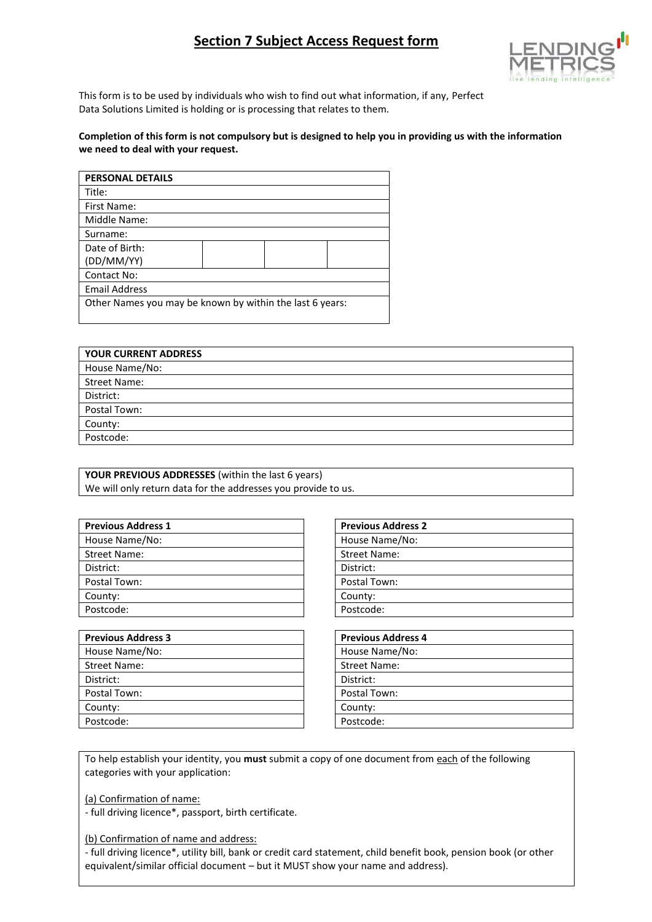# Section 7 Subject Access Request form

This form is to be used by individuals who wish to find out what information, if any, Perfect Data Solutions Limited is holding or is processing that relates to them.

**Completion of this form is not compulsory but is designed to help you in providing us with the information we need to deal with your request.**

| PERSONAL DETAILS | | | |
|---|---|---|---|
| Title: | | | |
| First Name: | | | |
| Middle Name: | | | |
| Surname: | | | |
| Date of Birth: (DD/MM/YY) | | | |
| Contact No: | | | |
| Email Address | | | |
| Other Names you may be known by within the last 6 years: | | | |

| YOUR CURRENT ADDRESS |
|---|
| House Name/No: |
| Street Name: |
| District: |
| Postal Town: |
| County: |
| Postcode: |

**YOUR PREVIOUS ADDRESSES** (within the last 6 years)
We will only return data for the addresses you provide to us.

| Previous Address 1 |
|---|
| House Name/No: |
| Street Name: |
| District: |
| Postal Town: |
| County: |
| Postcode: |

| Previous Address 2 |
|---|
| House Name/No: |
| Street Name: |
| District: |
| Postal Town: |
| County: |
| Postcode: |

| Previous Address 3 |
|---|
| House Name/No: |
| Street Name: |
| District: |
| Postal Town: |
| County: |
| Postcode: |

| Previous Address 4 |
|---|
| House Name/No: |
| Street Name: |
| District: |
| Postal Town: |
| County: |
| Postcode: |

To help establish your identity, you **must** submit a copy of one document from each of the following categories with your application:

(a) Confirmation of name:
- full driving licence*, passport, birth certificate.

(b) Confirmation of name and address:
- full driving licence*, utility bill, bank or credit card statement, child benefit book, pension book (or other equivalent/similar official document – but it MUST show your name and address).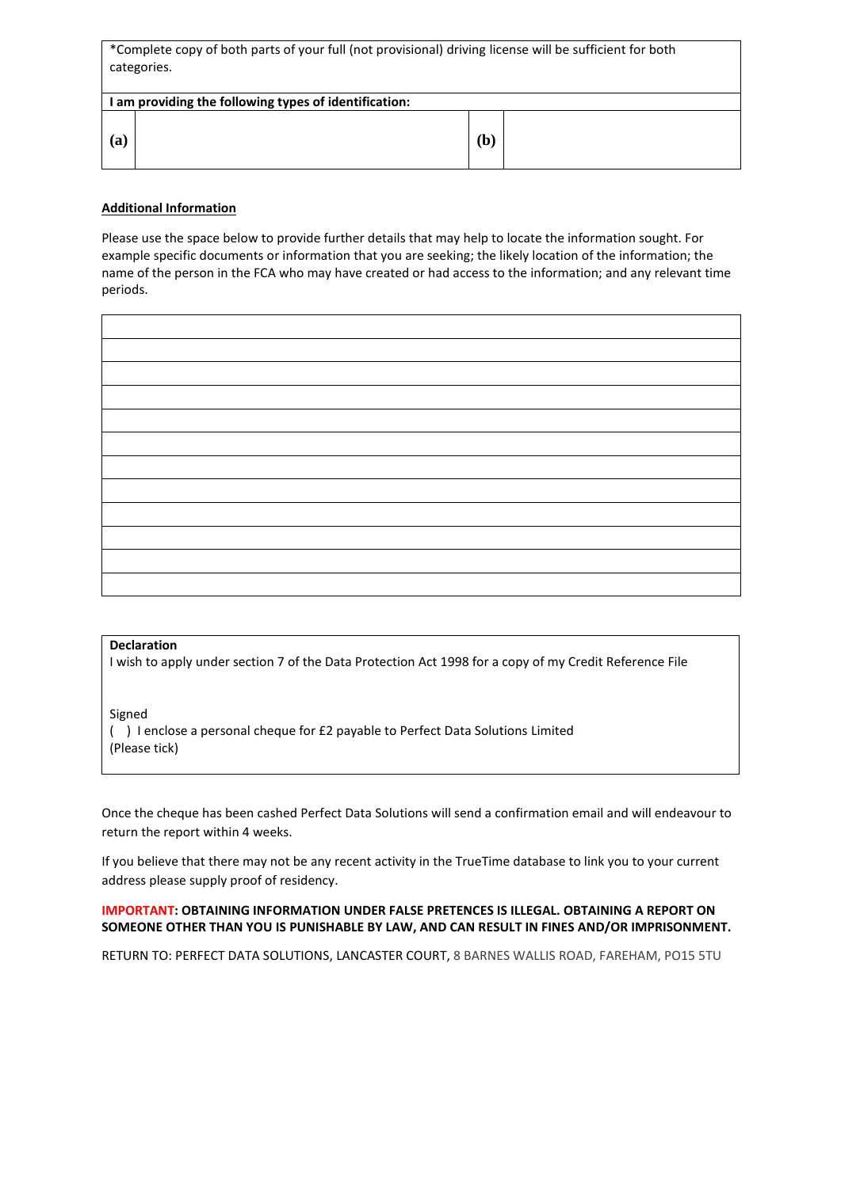*Complete copy of both parts of your full (not provisional) driving license will be sufficient for both categories.

| I am providing the following types of identification: | | | |
|---|---|---|---|
| **(a)** | | **(b)** | |

**Additional Information**

Please use the space below to provide further details that may help to locate the information sought. For example specific documents or information that you are seeking; the likely location of the information; the name of the person in the FCA who may have created or had access to the information; and any relevant time periods.

| |
|---|
| |
| |
| |
| |
| |
| |
| |
| |
| |
| |
| |

**Declaration**

I wish to apply under section 7 of the Data Protection Act 1998 for a copy of my Credit Reference File

Signed

( ) I enclose a personal cheque for £2 payable to Perfect Data Solutions Limited
(Please tick)

Once the cheque has been cashed Perfect Data Solutions will send a confirmation email and will endeavour to return the report within 4 weeks.

If you believe that there may not be any recent activity in the TrueTime database to link you to your current address please supply proof of residency.

**IMPORTANT: OBTAINING INFORMATION UNDER FALSE PRETENCES IS ILLEGAL. OBTAINING A REPORT ON SOMEONE OTHER THAN YOU IS PUNISHABLE BY LAW, AND CAN RESULT IN FINES AND/OR IMPRISONMENT.**

RETURN TO: PERFECT DATA SOLUTIONS, LANCASTER COURT, 8 BARNES WALLIS ROAD, FAREHAM, PO15 5TU